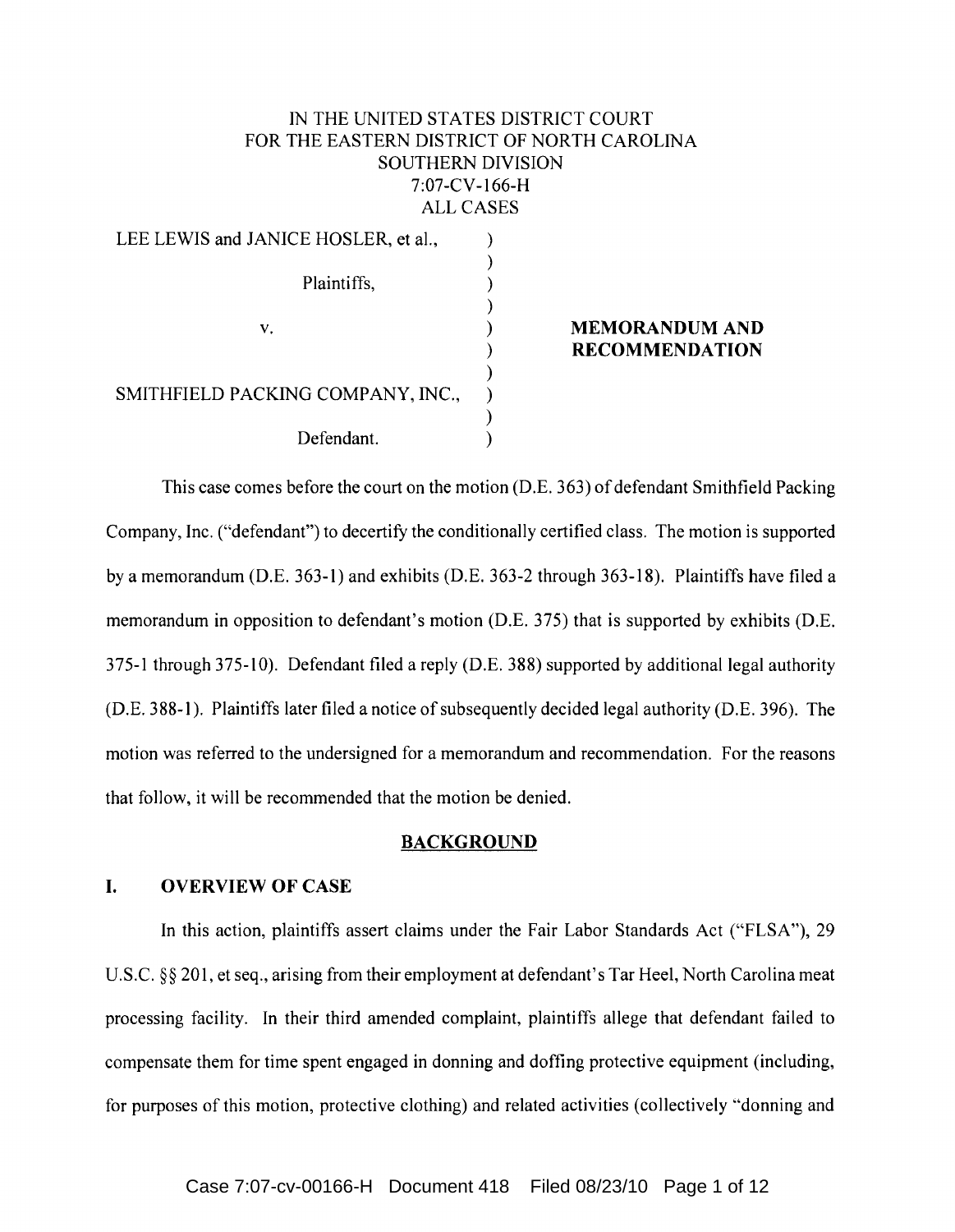IN THE UNITED STATES DISTRICT COURT
FOR THE EASTERN DISTRICT OF NORTH CAROLINA
SOUTHERN DIVISION
7:07-CV-166-H
ALL CASES

LEE LEWIS and JANICE HOSLER, et al.,

Plaintiffs,

v.

SMITHFIELD PACKING COMPANY, INC.,

Defendant.

**MEMORANDUM AND RECOMMENDATION**

This case comes before the court on the motion (D.E. 363) of defendant Smithfield Packing Company, Inc. ("defendant") to decertify the conditionally certified class. The motion is supported by a memorandum (D.E. 363-1) and exhibits (D.E. 363-2 through 363-18). Plaintiffs have filed a memorandum in opposition to defendant's motion (D.E. 375) that is supported by exhibits (D.E. 375-1 through 375-10). Defendant filed a reply (D.E. 388) supported by additional legal authority (D.E. 388-1). Plaintiffs later filed a notice of subsequently decided legal authority (D.E. 396). The motion was referred to the undersigned for a memorandum and recommendation. For the reasons that follow, it will be recommended that the motion be denied.

## BACKGROUND

### I. OVERVIEW OF CASE

In this action, plaintiffs assert claims under the Fair Labor Standards Act ("FLSA"), 29 U.S.C. §§ 201, et seq., arising from their employment at defendant's Tar Heel, North Carolina meat processing facility. In their third amended complaint, plaintiffs allege that defendant failed to compensate them for time spent engaged in donning and doffing protective equipment (including, for purposes of this motion, protective clothing) and related activities (collectively "donning and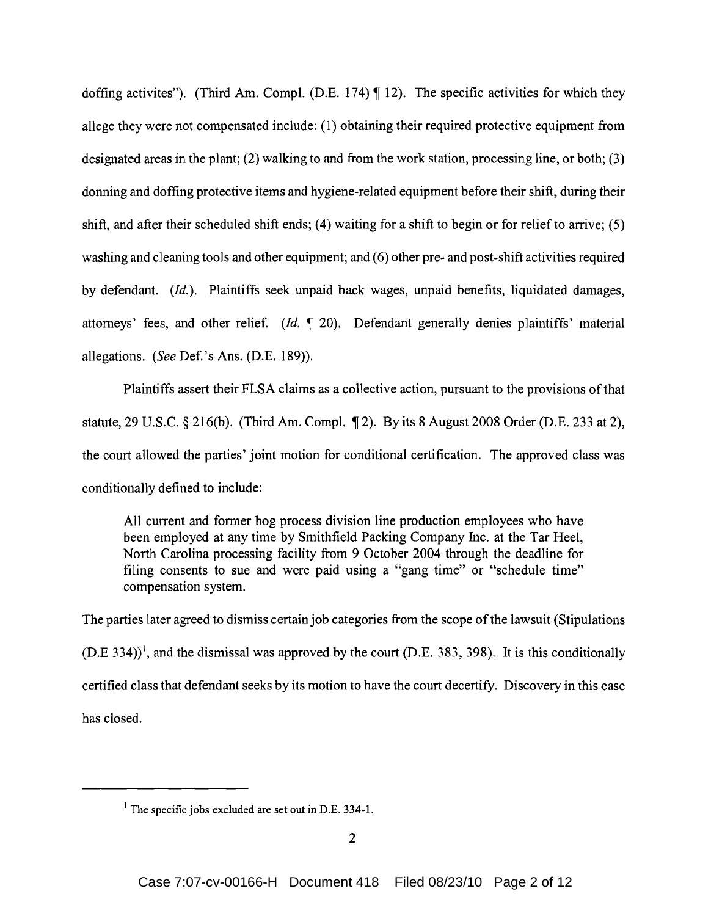doffing activites"). (Third Am. Compl. (D.E. 174) ¶ 12). The specific activities for which they allege they were not compensated include: (1) obtaining their required protective equipment from designated areas in the plant; (2) walking to and from the work station, processing line, or both; (3) donning and doffing protective items and hygiene-related equipment before their shift, during their shift, and after their scheduled shift ends; (4) waiting for a shift to begin or for relief to arrive; (5) washing and cleaning tools and other equipment; and (6) other pre- and post-shift activities required by defendant. (*Id.*). Plaintiffs seek unpaid back wages, unpaid benefits, liquidated damages, attorneys' fees, and other relief. (*Id.* ¶ 20). Defendant generally denies plaintiffs' material allegations. (*See* Def.'s Ans. (D.E. 189)).

Plaintiffs assert their FLSA claims as a collective action, pursuant to the provisions of that statute, 29 U.S.C. § 216(b). (Third Am. Compl. ¶ 2). By its 8 August 2008 Order (D.E. 233 at 2), the court allowed the parties' joint motion for conditional certification. The approved class was conditionally defined to include:

> All current and former hog process division line production employees who have been employed at any time by Smithfield Packing Company Inc. at the Tar Heel, North Carolina processing facility from 9 October 2004 through the deadline for filing consents to sue and were paid using a "gang time" or "schedule time" compensation system.

The parties later agreed to dismiss certain job categories from the scope of the lawsuit (Stipulations (D.E 334))[1], and the dismissal was approved by the court (D.E. 383, 398). It is this conditionally certified class that defendant seeks by its motion to have the court decertify. Discovery in this case has closed.

---

[1] The specific jobs excluded are set out in D.E. 334-1.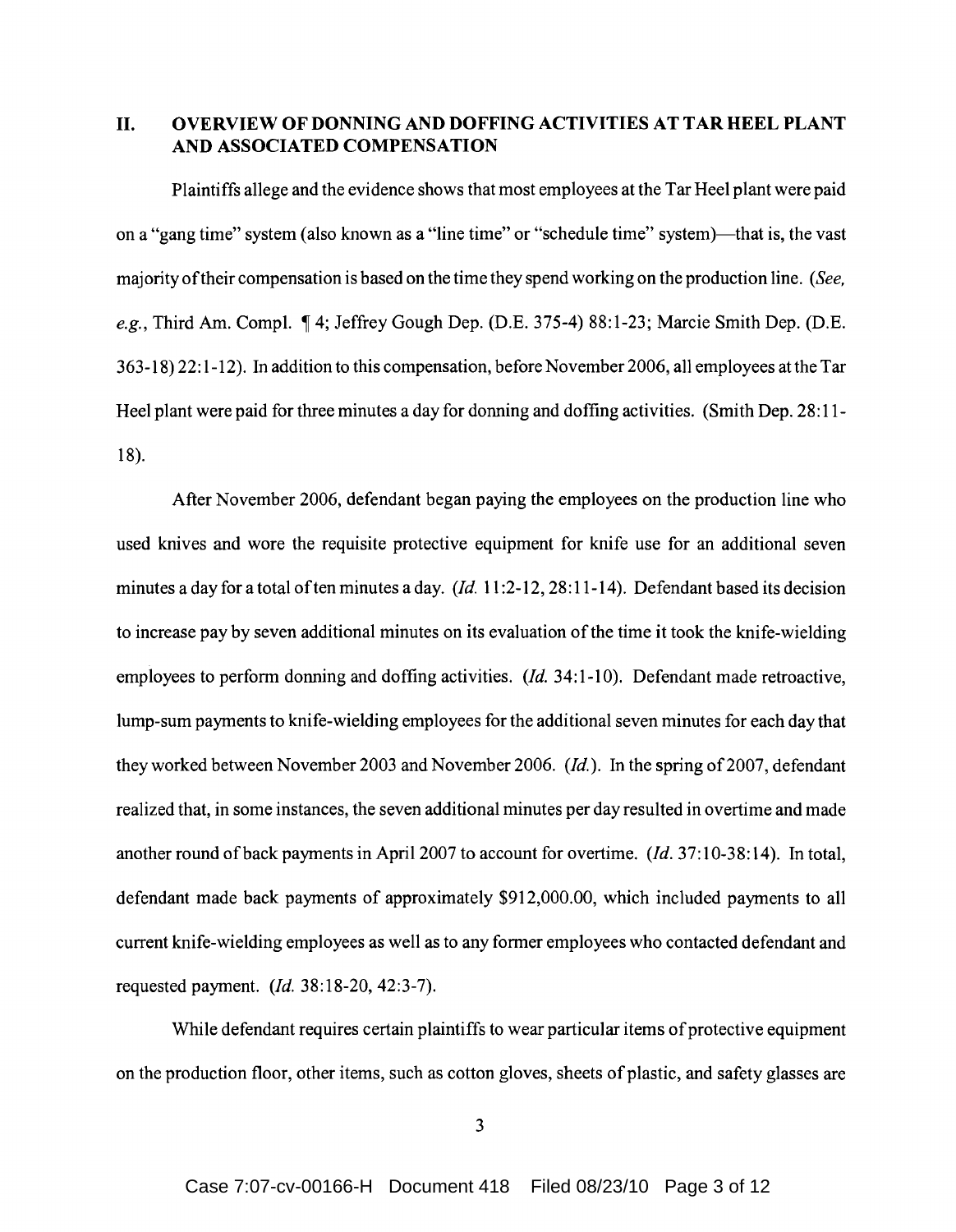## II. OVERVIEW OF DONNING AND DOFFING ACTIVITIES AT TAR HEEL PLANT AND ASSOCIATED COMPENSATION

Plaintiffs allege and the evidence shows that most employees at the Tar Heel plant were paid on a "gang time" system (also known as a "line time" or "schedule time" system)—that is, the vast majority of their compensation is based on the time they spend working on the production line. (*See, e.g.*, Third Am. Compl. ¶ 4; Jeffrey Gough Dep. (D.E. 375-4) 88:1-23; Marcie Smith Dep. (D.E. 363-18) 22:1-12). In addition to this compensation, before November 2006, all employees at the Tar Heel plant were paid for three minutes a day for donning and doffing activities. (Smith Dep. 28:11-18).

After November 2006, defendant began paying the employees on the production line who used knives and wore the requisite protective equipment for knife use for an additional seven minutes a day for a total of ten minutes a day. (*Id.* 11:2-12, 28:11-14). Defendant based its decision to increase pay by seven additional minutes on its evaluation of the time it took the knife-wielding employees to perform donning and doffing activities. (*Id.* 34:1-10). Defendant made retroactive, lump-sum payments to knife-wielding employees for the additional seven minutes for each day that they worked between November 2003 and November 2006. (*Id.*). In the spring of 2007, defendant realized that, in some instances, the seven additional minutes per day resulted in overtime and made another round of back payments in April 2007 to account for overtime. (*Id.* 37:10-38:14). In total, defendant made back payments of approximately $912,000.00, which included payments to all current knife-wielding employees as well as to any former employees who contacted defendant and requested payment. (*Id.* 38:18-20, 42:3-7).

While defendant requires certain plaintiffs to wear particular items of protective equipment on the production floor, other items, such as cotton gloves, sheets of plastic, and safety glasses are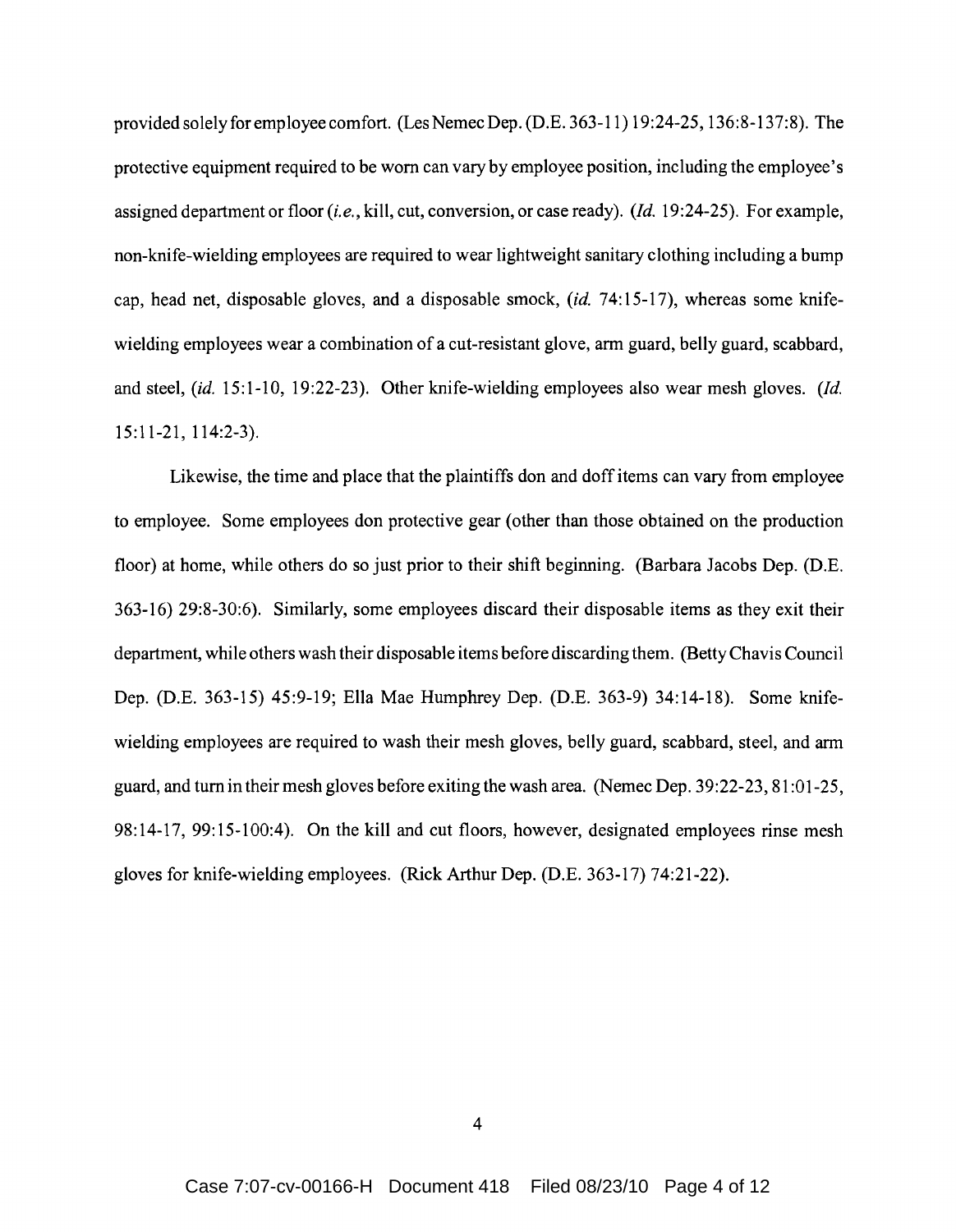provided solely for employee comfort. (Les Nemec Dep. (D.E. 363-11) 19:24-25, 136:8-137:8). The protective equipment required to be worn can vary by employee position, including the employee's assigned department or floor (*i.e.*, kill, cut, conversion, or case ready). (*Id.* 19:24-25). For example, non-knife-wielding employees are required to wear lightweight sanitary clothing including a bump cap, head net, disposable gloves, and a disposable smock, (*id.* 74:15-17), whereas some knife-wielding employees wear a combination of a cut-resistant glove, arm guard, belly guard, scabbard, and steel, (*id.* 15:1-10, 19:22-23). Other knife-wielding employees also wear mesh gloves. (*Id.* 15:11-21, 114:2-3).

Likewise, the time and place that the plaintiffs don and doff items can vary from employee to employee. Some employees don protective gear (other than those obtained on the production floor) at home, while others do so just prior to their shift beginning. (Barbara Jacobs Dep. (D.E. 363-16) 29:8-30:6). Similarly, some employees discard their disposable items as they exit their department, while others wash their disposable items before discarding them. (Betty Chavis Council Dep. (D.E. 363-15) 45:9-19; Ella Mae Humphrey Dep. (D.E. 363-9) 34:14-18). Some knife-wielding employees are required to wash their mesh gloves, belly guard, scabbard, steel, and arm guard, and turn in their mesh gloves before exiting the wash area. (Nemec Dep. 39:22-23, 81:01-25, 98:14-17, 99:15-100:4). On the kill and cut floors, however, designated employees rinse mesh gloves for knife-wielding employees. (Rick Arthur Dep. (D.E. 363-17) 74:21-22).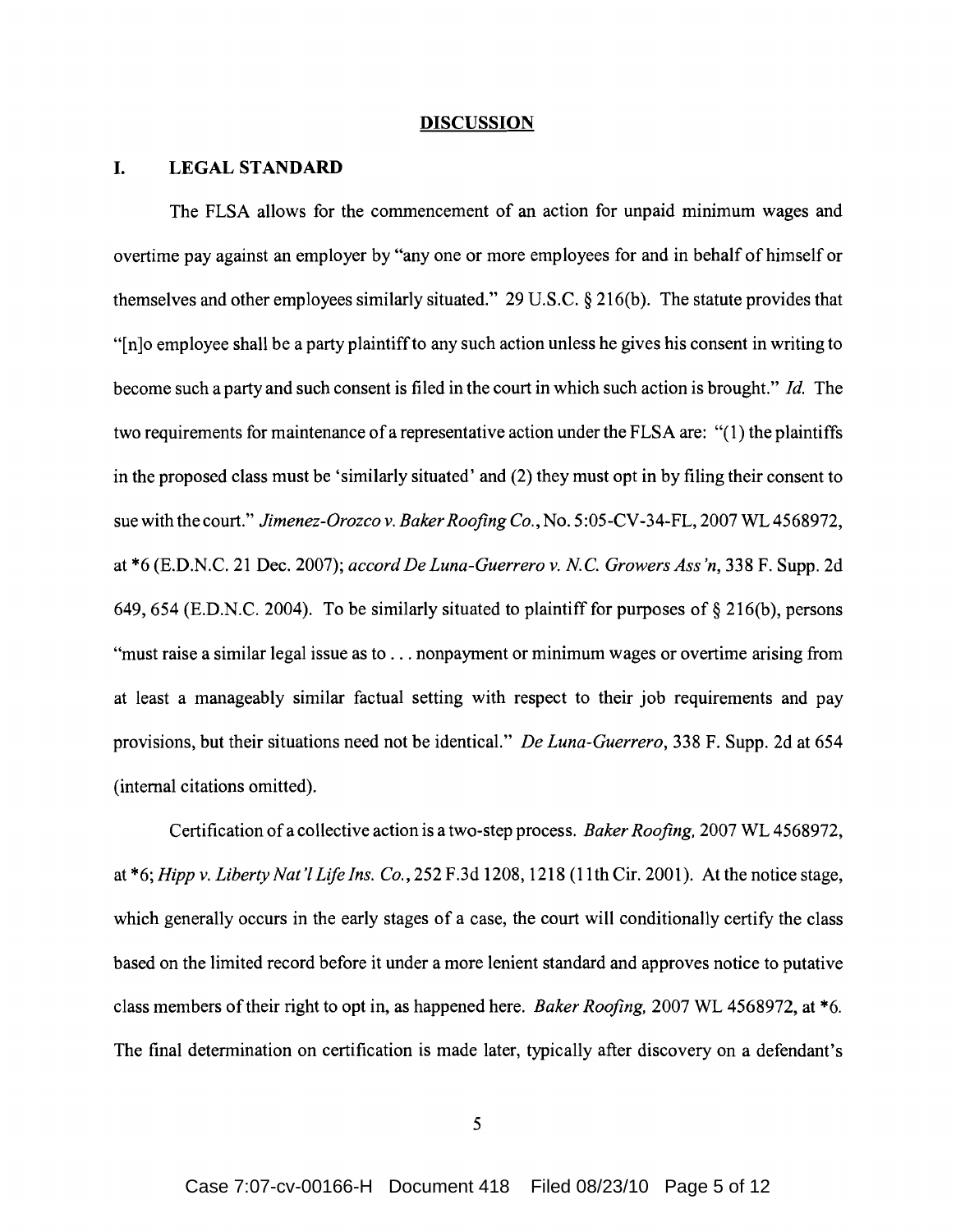## DISCUSSION

### I. LEGAL STANDARD

The FLSA allows for the commencement of an action for unpaid minimum wages and overtime pay against an employer by "any one or more employees for and in behalf of himself or themselves and other employees similarly situated." 29 U.S.C. § 216(b). The statute provides that "[n]o employee shall be a party plaintiff to any such action unless he gives his consent in writing to become such a party and such consent is filed in the court in which such action is brought." *Id.* The two requirements for maintenance of a representative action under the FLSA are: "(1) the plaintiffs in the proposed class must be 'similarly situated' and (2) they must opt in by filing their consent to sue with the court." *Jimenez-Orozco v. Baker Roofing Co.*, No. 5:05-CV-34-FL, 2007 WL 4568972, at *6 (E.D.N.C. 21 Dec. 2007); *accord De Luna-Guerrero v. N.C. Growers Ass'n*, 338 F. Supp. 2d 649, 654 (E.D.N.C. 2004). To be similarly situated to plaintiff for purposes of § 216(b), persons "must raise a similar legal issue as to . . . nonpayment or minimum wages or overtime arising from at least a manageably similar factual setting with respect to their job requirements and pay provisions, but their situations need not be identical." *De Luna-Guerrero*, 338 F. Supp. 2d at 654 (internal citations omitted).

Certification of a collective action is a two-step process. *Baker Roofing*, 2007 WL 4568972, at *6; *Hipp v. Liberty Nat'l Life Ins. Co.*, 252 F.3d 1208, 1218 (11th Cir. 2001). At the notice stage, which generally occurs in the early stages of a case, the court will conditionally certify the class based on the limited record before it under a more lenient standard and approves notice to putative class members of their right to opt in, as happened here. *Baker Roofing*, 2007 WL 4568972, at *6. The final determination on certification is made later, typically after discovery on a defendant's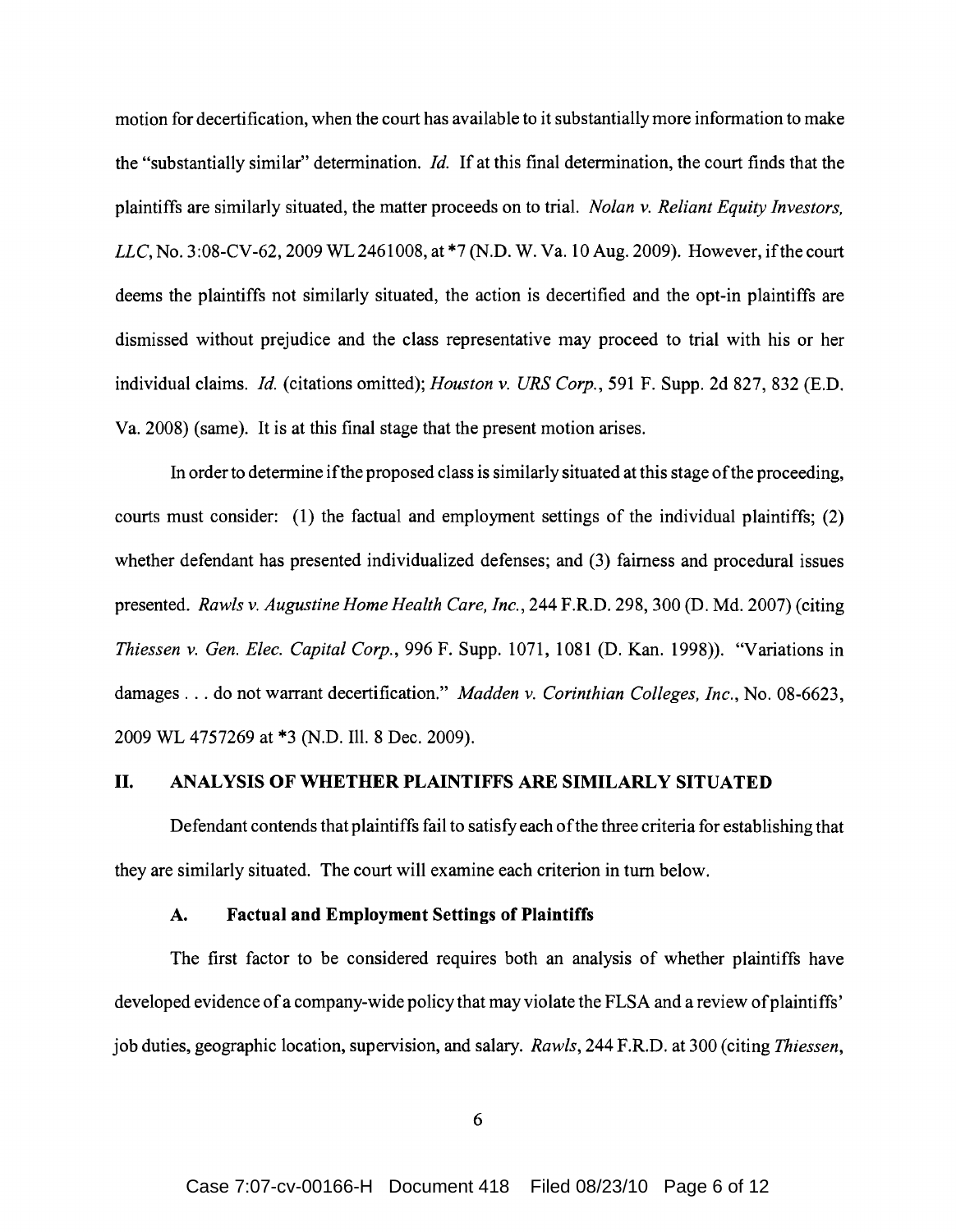motion for decertification, when the court has available to it substantially more information to make the "substantially similar" determination. *Id.* If at this final determination, the court finds that the plaintiffs are similarly situated, the matter proceeds on to trial. *Nolan v. Reliant Equity Investors, LLC*, No. 3:08-CV-62, 2009 WL 2461008, at *7 (N.D. W. Va. 10 Aug. 2009). However, if the court deems the plaintiffs not similarly situated, the action is decertified and the opt-in plaintiffs are dismissed without prejudice and the class representative may proceed to trial with his or her individual claims. *Id.* (citations omitted); *Houston v. URS Corp.*, 591 F. Supp. 2d 827, 832 (E.D. Va. 2008) (same). It is at this final stage that the present motion arises.

In order to determine if the proposed class is similarly situated at this stage of the proceeding, courts must consider: (1) the factual and employment settings of the individual plaintiffs; (2) whether defendant has presented individualized defenses; and (3) fairness and procedural issues presented. *Rawls v. Augustine Home Health Care, Inc.*, 244 F.R.D. 298, 300 (D. Md. 2007) (citing *Thiessen v. Gen. Elec. Capital Corp.*, 996 F. Supp. 1071, 1081 (D. Kan. 1998)). "Variations in damages . . . do not warrant decertification." *Madden v. Corinthian Colleges, Inc.*, No. 08-6623, 2009 WL 4757269 at *3 (N.D. Ill. 8 Dec. 2009).

## II. ANALYSIS OF WHETHER PLAINTIFFS ARE SIMILARLY SITUATED

Defendant contends that plaintiffs fail to satisfy each of the three criteria for establishing that they are similarly situated. The court will examine each criterion in turn below.

### A. Factual and Employment Settings of Plaintiffs

The first factor to be considered requires both an analysis of whether plaintiffs have developed evidence of a company-wide policy that may violate the FLSA and a review of plaintiffs' job duties, geographic location, supervision, and salary. *Rawls*, 244 F.R.D. at 300 (citing *Thiessen*,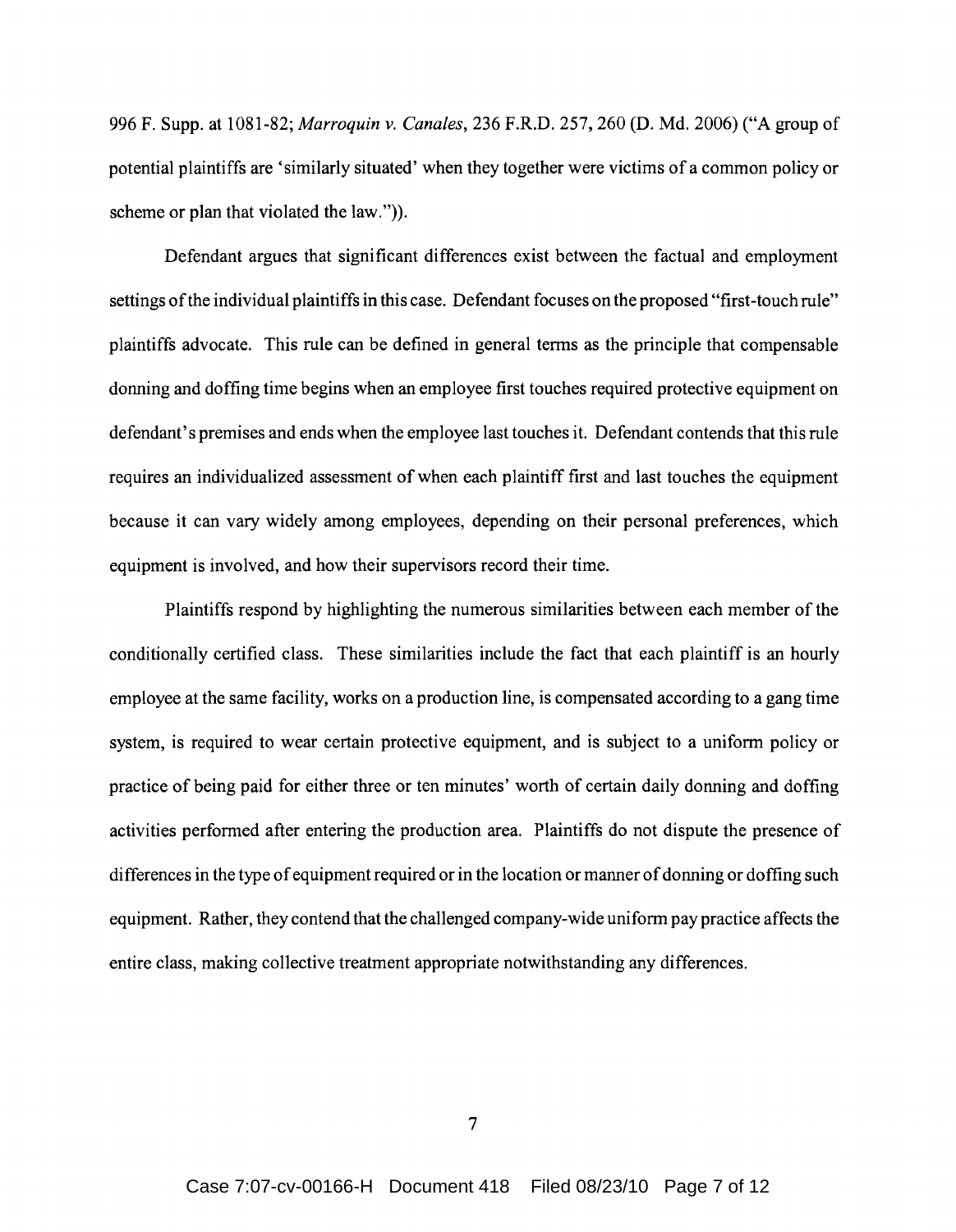996 F. Supp. at 1081-82; *Marroquin v. Canales*, 236 F.R.D. 257, 260 (D. Md. 2006) ("A group of potential plaintiffs are 'similarly situated' when they together were victims of a common policy or scheme or plan that violated the law.")).

Defendant argues that significant differences exist between the factual and employment settings of the individual plaintiffs in this case. Defendant focuses on the proposed "first-touch rule" plaintiffs advocate. This rule can be defined in general terms as the principle that compensable donning and doffing time begins when an employee first touches required protective equipment on defendant's premises and ends when the employee last touches it. Defendant contends that this rule requires an individualized assessment of when each plaintiff first and last touches the equipment because it can vary widely among employees, depending on their personal preferences, which equipment is involved, and how their supervisors record their time.

Plaintiffs respond by highlighting the numerous similarities between each member of the conditionally certified class. These similarities include the fact that each plaintiff is an hourly employee at the same facility, works on a production line, is compensated according to a gang time system, is required to wear certain protective equipment, and is subject to a uniform policy or practice of being paid for either three or ten minutes' worth of certain daily donning and doffing activities performed after entering the production area. Plaintiffs do not dispute the presence of differences in the type of equipment required or in the location or manner of donning or doffing such equipment. Rather, they contend that the challenged company-wide uniform pay practice affects the entire class, making collective treatment appropriate notwithstanding any differences.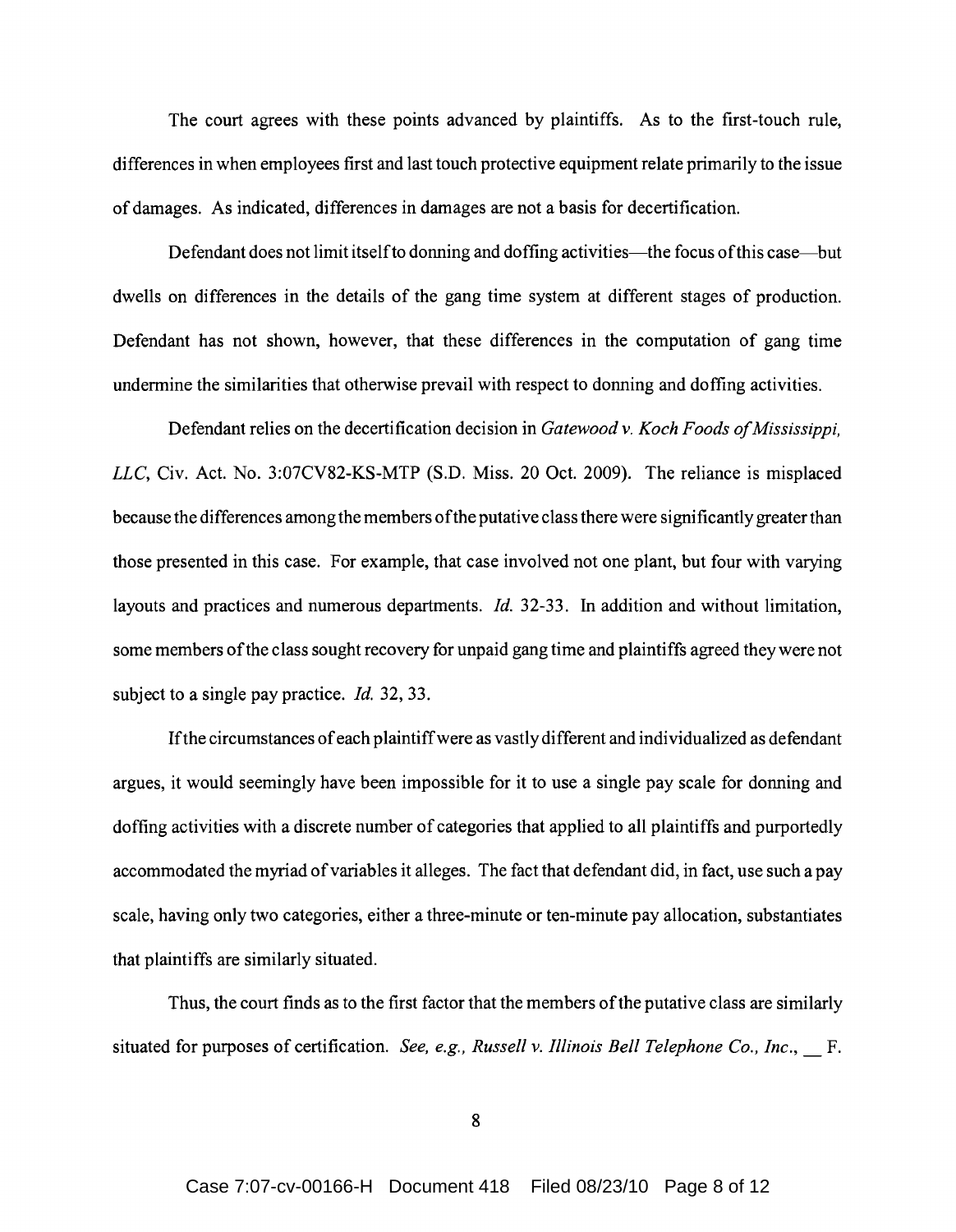The court agrees with these points advanced by plaintiffs. As to the first-touch rule, differences in when employees first and last touch protective equipment relate primarily to the issue of damages. As indicated, differences in damages are not a basis for decertification.

Defendant does not limit itself to donning and doffing activities—the focus of this case—but dwells on differences in the details of the gang time system at different stages of production. Defendant has not shown, however, that these differences in the computation of gang time undermine the similarities that otherwise prevail with respect to donning and doffing activities.

Defendant relies on the decertification decision in *Gatewood v. Koch Foods of Mississippi, LLC*, Civ. Act. No. 3:07CV82-KS-MTP (S.D. Miss. 20 Oct. 2009). The reliance is misplaced because the differences among the members of the putative class there were significantly greater than those presented in this case. For example, that case involved not one plant, but four with varying layouts and practices and numerous departments. *Id.* 32-33. In addition and without limitation, some members of the class sought recovery for unpaid gang time and plaintiffs agreed they were not subject to a single pay practice. *Id.* 32, 33.

If the circumstances of each plaintiff were as vastly different and individualized as defendant argues, it would seemingly have been impossible for it to use a single pay scale for donning and doffing activities with a discrete number of categories that applied to all plaintiffs and purportedly accommodated the myriad of variables it alleges. The fact that defendant did, in fact, use such a pay scale, having only two categories, either a three-minute or ten-minute pay allocation, substantiates that plaintiffs are similarly situated.

Thus, the court finds as to the first factor that the members of the putative class are similarly situated for purposes of certification. *See, e.g., Russell v. Illinois Bell Telephone Co., Inc.*, __ F.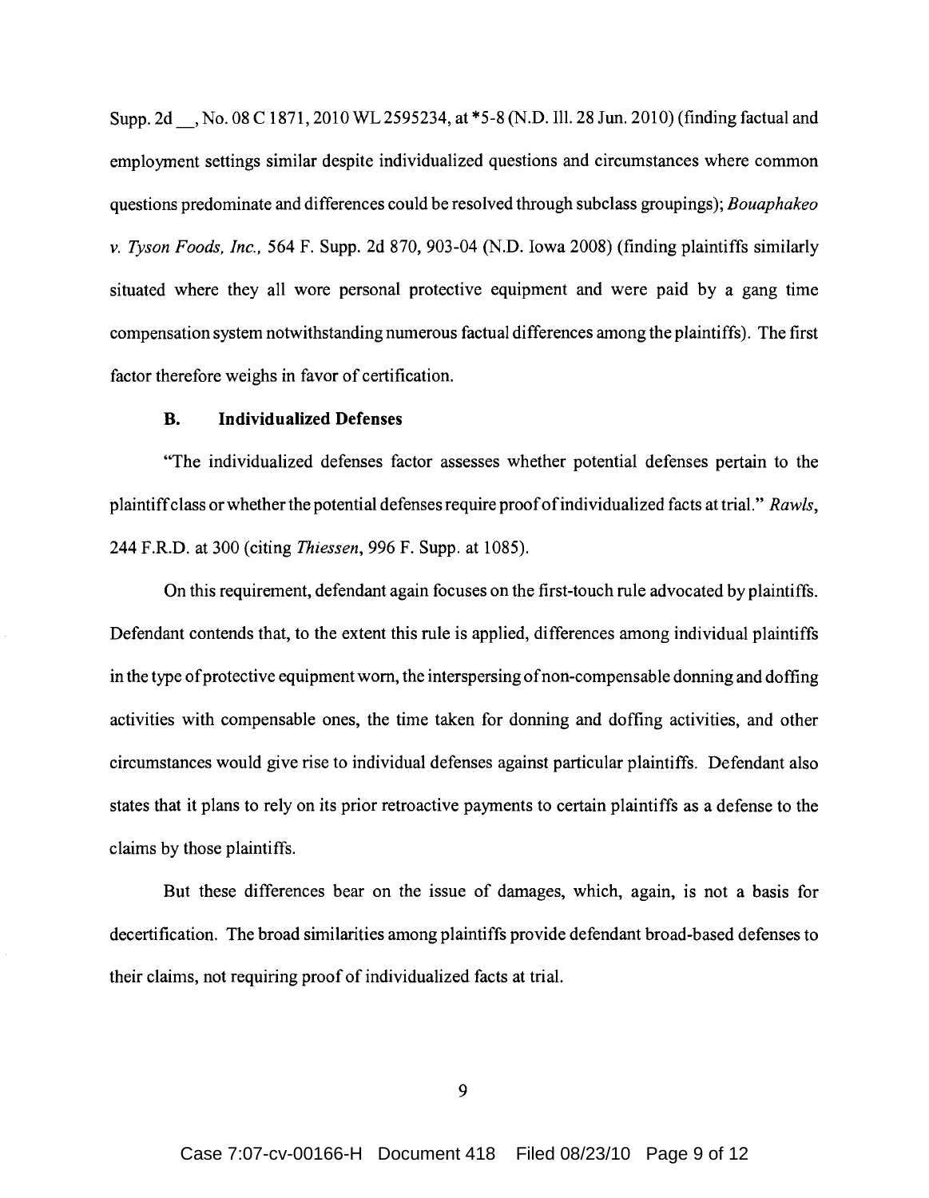Supp. 2d __, No. 08 C 1871, 2010 WL 2595234, at *5-8 (N.D. Ill. 28 Jun. 2010) (finding factual and employment settings similar despite individualized questions and circumstances where common questions predominate and differences could be resolved through subclass groupings); *Bouaphakeo v. Tyson Foods, Inc.*, 564 F. Supp. 2d 870, 903-04 (N.D. Iowa 2008) (finding plaintiffs similarly situated where they all wore personal protective equipment and were paid by a gang time compensation system notwithstanding numerous factual differences among the plaintiffs). The first factor therefore weighs in favor of certification.

### B. Individualized Defenses

"The individualized defenses factor assesses whether potential defenses pertain to the plaintiff class or whether the potential defenses require proof of individualized facts at trial." *Rawls*, 244 F.R.D. at 300 (citing *Thiessen*, 996 F. Supp. at 1085).

On this requirement, defendant again focuses on the first-touch rule advocated by plaintiffs. Defendant contends that, to the extent this rule is applied, differences among individual plaintiffs in the type of protective equipment worn, the interspersing of non-compensable donning and doffing activities with compensable ones, the time taken for donning and doffing activities, and other circumstances would give rise to individual defenses against particular plaintiffs. Defendant also states that it plans to rely on its prior retroactive payments to certain plaintiffs as a defense to the claims by those plaintiffs.

But these differences bear on the issue of damages, which, again, is not a basis for decertification. The broad similarities among plaintiffs provide defendant broad-based defenses to their claims, not requiring proof of individualized facts at trial.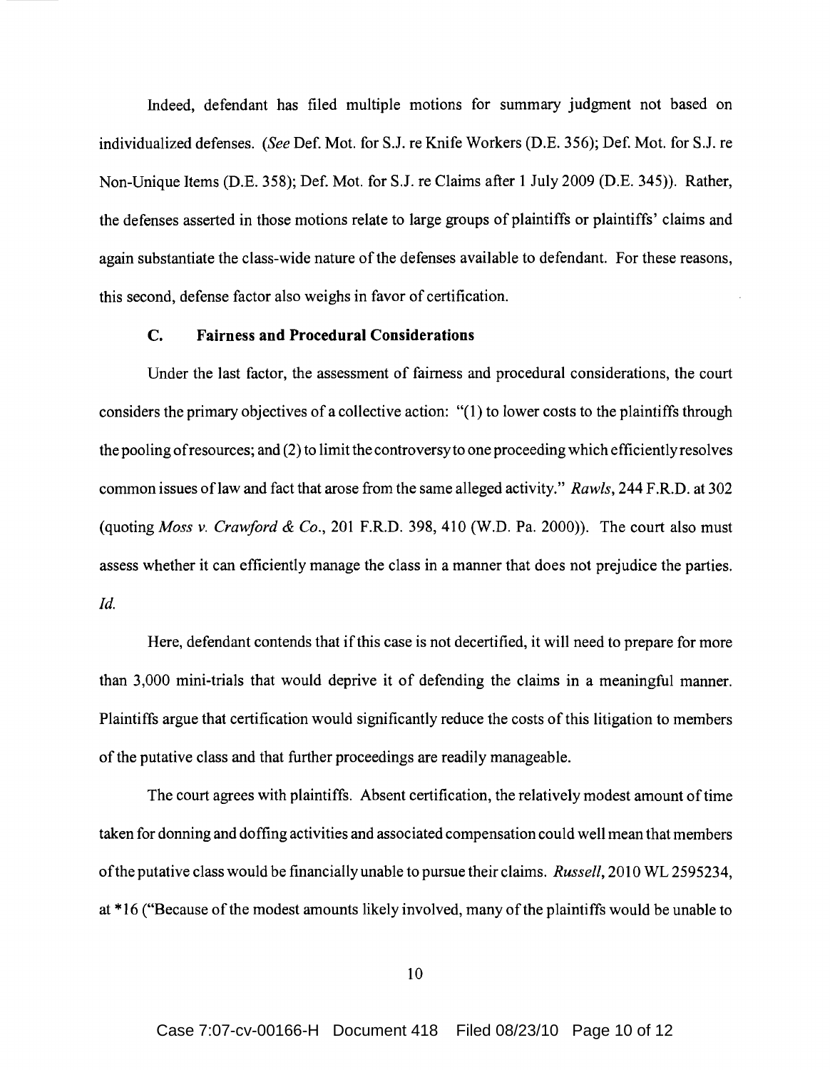Indeed, defendant has filed multiple motions for summary judgment not based on individualized defenses. (*See* Def. Mot. for S.J. re Knife Workers (D.E. 356); Def. Mot. for S.J. re Non-Unique Items (D.E. 358); Def. Mot. for S.J. re Claims after 1 July 2009 (D.E. 345)). Rather, the defenses asserted in those motions relate to large groups of plaintiffs or plaintiffs' claims and again substantiate the class-wide nature of the defenses available to defendant. For these reasons, this second, defense factor also weighs in favor of certification.

### C. Fairness and Procedural Considerations

Under the last factor, the assessment of fairness and procedural considerations, the court considers the primary objectives of a collective action: "(1) to lower costs to the plaintiffs through the pooling of resources; and (2) to limit the controversy to one proceeding which efficiently resolves common issues of law and fact that arose from the same alleged activity." *Rawls*, 244 F.R.D. at 302 (quoting *Moss v. Crawford & Co.*, 201 F.R.D. 398, 410 (W.D. Pa. 2000)). The court also must assess whether it can efficiently manage the class in a manner that does not prejudice the parties. *Id.*

Here, defendant contends that if this case is not decertified, it will need to prepare for more than 3,000 mini-trials that would deprive it of defending the claims in a meaningful manner. Plaintiffs argue that certification would significantly reduce the costs of this litigation to members of the putative class and that further proceedings are readily manageable.

The court agrees with plaintiffs. Absent certification, the relatively modest amount of time taken for donning and doffing activities and associated compensation could well mean that members of the putative class would be financially unable to pursue their claims. *Russell*, 2010 WL 2595234, at *16 ("Because of the modest amounts likely involved, many of the plaintiffs would be unable to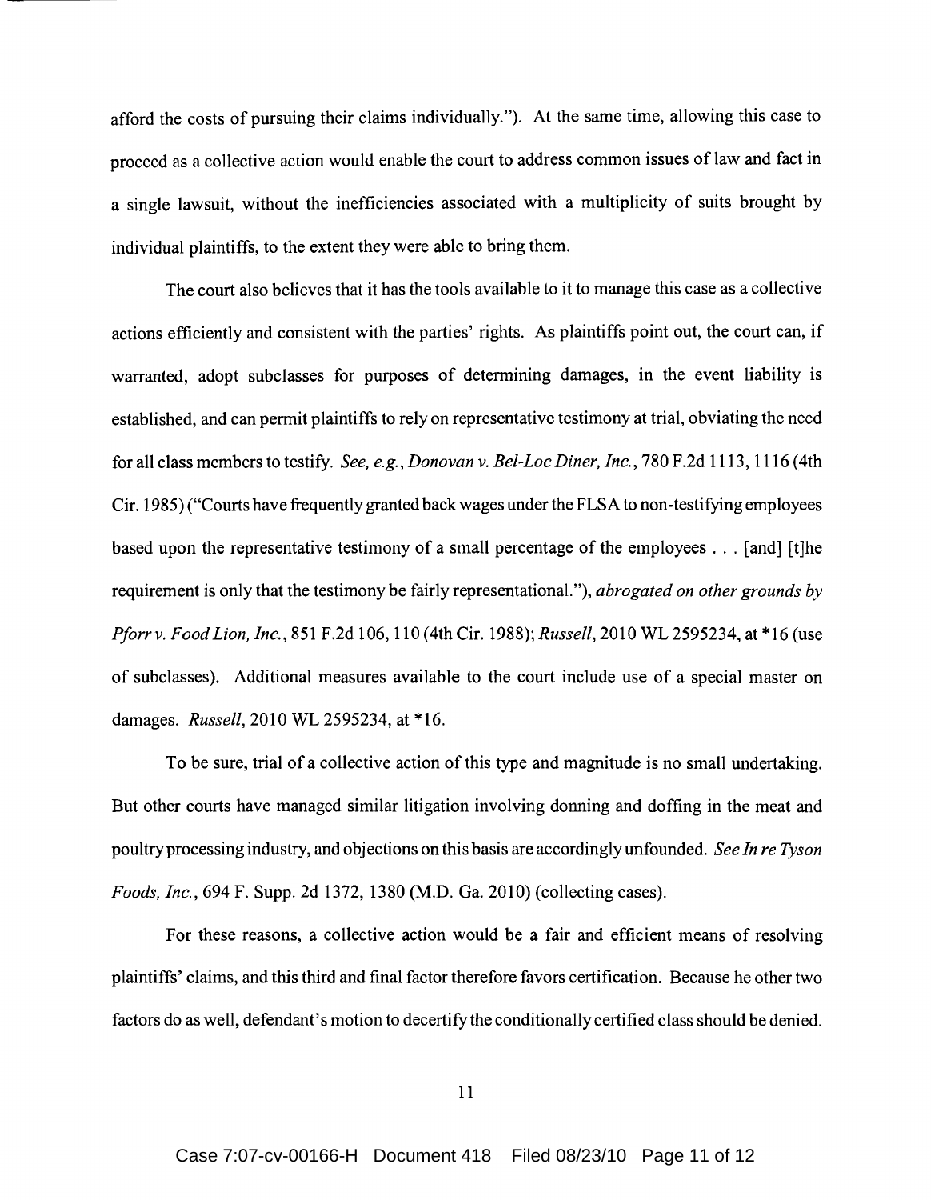afford the costs of pursuing their claims individually."). At the same time, allowing this case to proceed as a collective action would enable the court to address common issues of law and fact in a single lawsuit, without the inefficiencies associated with a multiplicity of suits brought by individual plaintiffs, to the extent they were able to bring them.

The court also believes that it has the tools available to it to manage this case as a collective actions efficiently and consistent with the parties' rights. As plaintiffs point out, the court can, if warranted, adopt subclasses for purposes of determining damages, in the event liability is established, and can permit plaintiffs to rely on representative testimony at trial, obviating the need for all class members to testify. *See, e.g.*, *Donovan v. Bel-Loc Diner, Inc.*, 780 F.2d 1113, 1116 (4th Cir. 1985) ("Courts have frequently granted back wages under the FLSA to non-testifying employees based upon the representative testimony of a small percentage of the employees . . . [and] [t]he requirement is only that the testimony be fairly representational."), *abrogated on other grounds by Pforr v. Food Lion, Inc.*, 851 F.2d 106, 110 (4th Cir. 1988); *Russell*, 2010 WL 2595234, at *16 (use of subclasses). Additional measures available to the court include use of a special master on damages. *Russell*, 2010 WL 2595234, at *16.

To be sure, trial of a collective action of this type and magnitude is no small undertaking. But other courts have managed similar litigation involving donning and doffing in the meat and poultry processing industry, and objections on this basis are accordingly unfounded. *See In re Tyson Foods, Inc.*, 694 F. Supp. 2d 1372, 1380 (M.D. Ga. 2010) (collecting cases).

For these reasons, a collective action would be a fair and efficient means of resolving plaintiffs' claims, and this third and final factor therefore favors certification. Because he other two factors do as well, defendant's motion to decertify the conditionally certified class should be denied.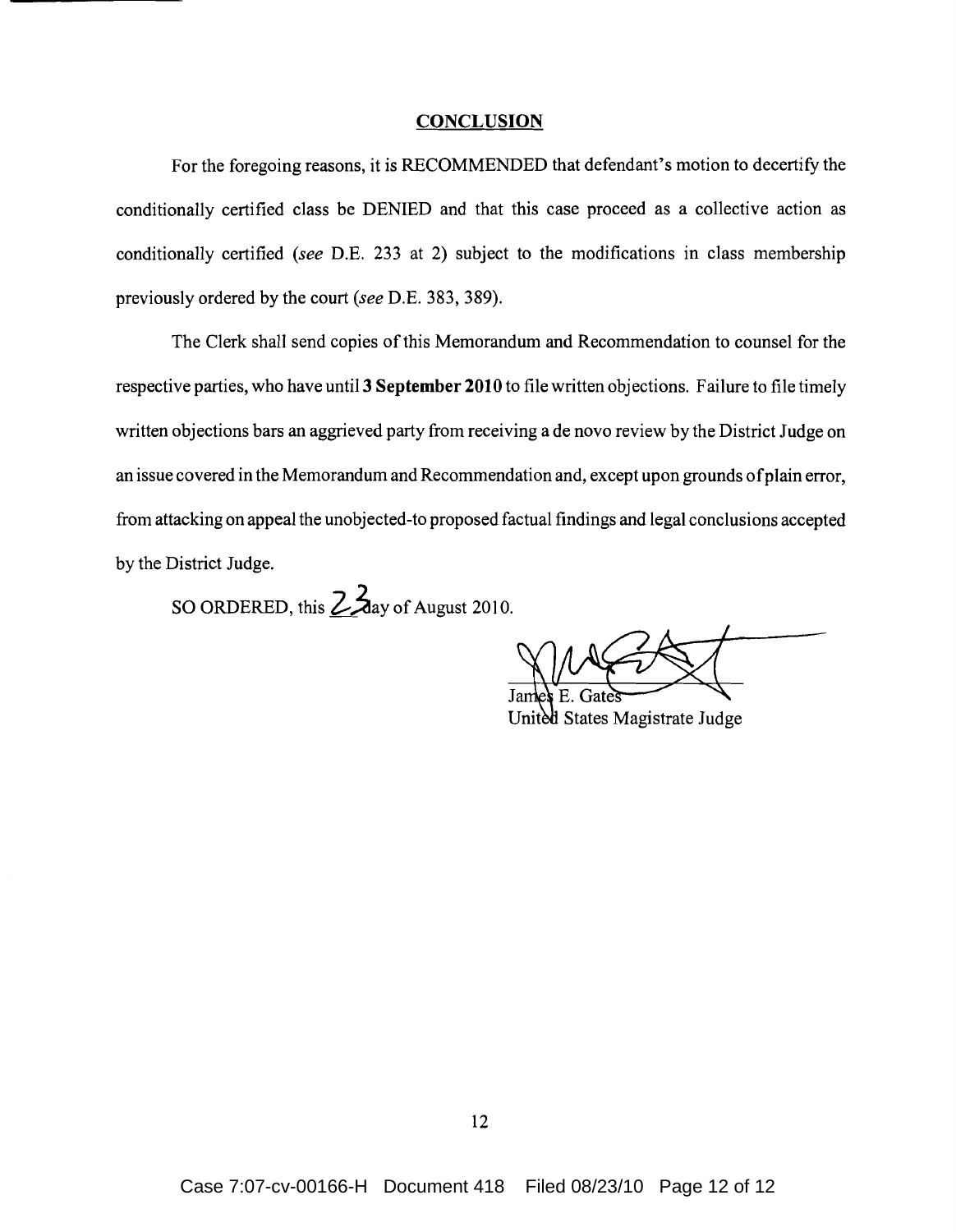## CONCLUSION

For the foregoing reasons, it is RECOMMENDED that defendant's motion to decertify the conditionally certified class be DENIED and that this case proceed as a collective action as conditionally certified (*see* D.E. 233 at 2) subject to the modifications in class membership previously ordered by the court (*see* D.E. 383, 389).

The Clerk shall send copies of this Memorandum and Recommendation to counsel for the respective parties, who have until **3 September 2010** to file written objections. Failure to file timely written objections bars an aggrieved party from receiving a de novo review by the District Judge on an issue covered in the Memorandum and Recommendation and, except upon grounds of plain error, from attacking on appeal the unobjected-to proposed factual findings and legal conclusions accepted by the District Judge.

SO ORDERED, this 23 day of August 2010.

James E. Gates
United States Magistrate Judge